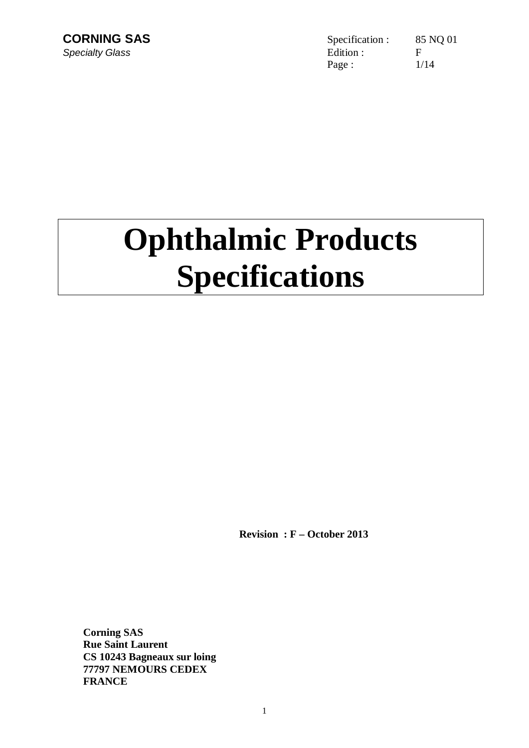**CORNING SAS**
*Specialty Glass*

Specification : 85 NQ 01
Edition : F

# Ophthalmic Products Specifications

**Revision : F – October 2013**

**Corning SAS**
**Rue Saint Laurent**
**CS 10243 Bagneaux sur loing**
**77797 NEMOURS CEDEX**
**FRANCE**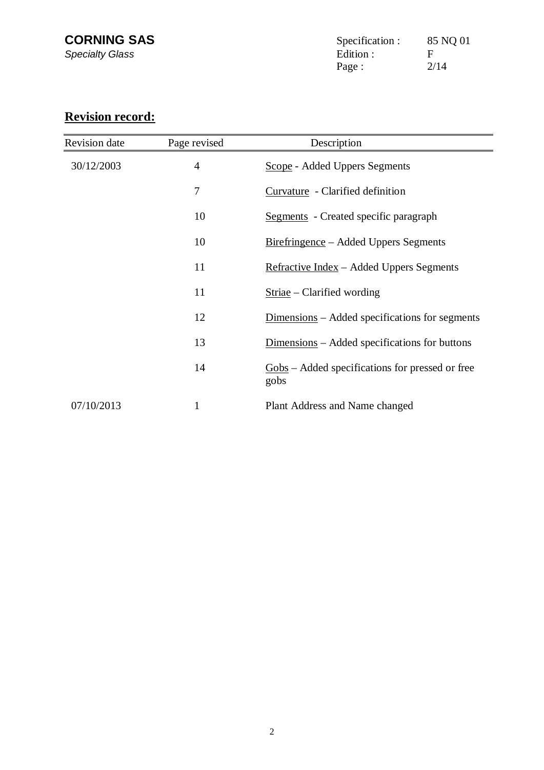## Revision record:

| Revision date | Page revised | Description |
| --- | --- | --- |
| 30/12/2003 | 4 | Scope - Added Uppers Segments |
| | 7 | Curvature - Clarified definition |
| | 10 | Segments - Created specific paragraph |
| | 10 | Birefringence – Added Uppers Segments |
| | 11 | Refractive Index – Added Uppers Segments |
| | 11 | Striae – Clarified wording |
| | 12 | Dimensions – Added specifications for segments |
| | 13 | Dimensions – Added specifications for buttons |
| | 14 | Gobs – Added specifications for pressed or free gobs |
| 07/10/2013 | 1 | Plant Address and Name changed |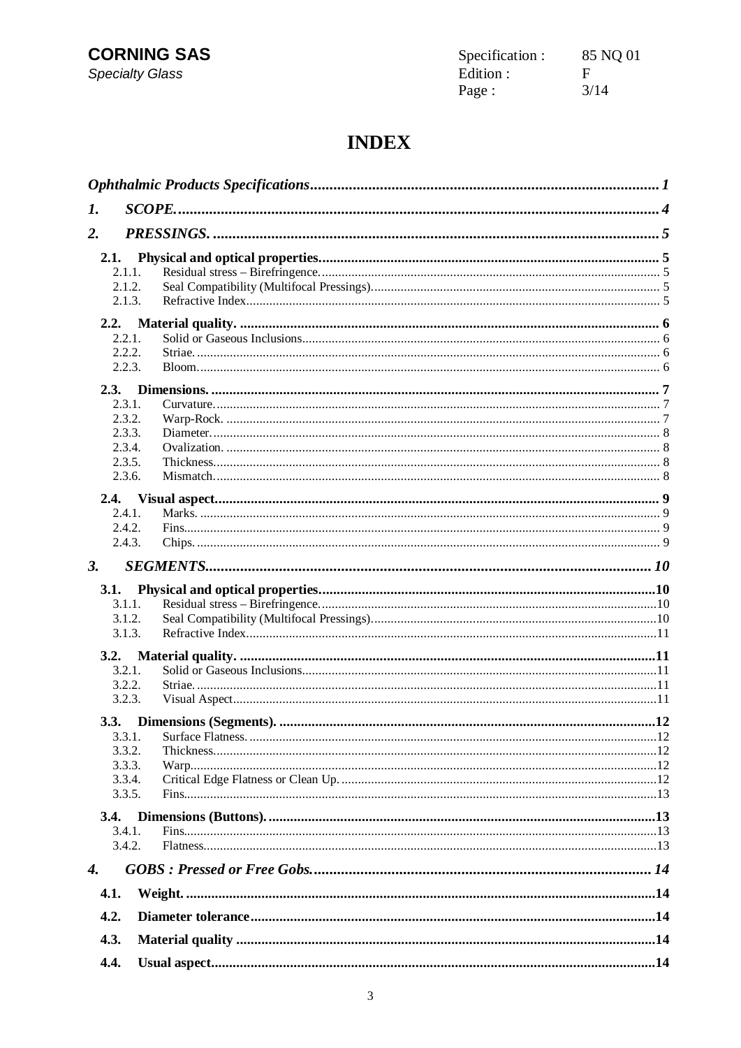# INDEX

| | | |
|---|---|---|
| ***Ophthalmic Products Specifications*** | | ***1*** |
| ***1.*** | ***SCOPE.*** | ***4*** |
| ***2.*** | ***PRESSINGS.*** | ***5*** |
| **2.1.** | **Physical and optical properties.** | **5** |
| 2.1.1. | Residual stress – Birefringence. | 5 |
| 2.1.2. | Seal Compatibility (Multifocal Pressings). | 5 |
| 2.1.3. | Refractive Index | 5 |
| **2.2.** | **Material quality.** | **6** |
| 2.2.1. | Solid or Gaseous Inclusions | 6 |
| 2.2.2. | Striae. | 6 |
| 2.2.3. | Bloom. | 6 |
| **2.3.** | **Dimensions.** | **7** |
| 2.3.1. | Curvature. | 7 |
| 2.3.2. | Warp-Rock. | 7 |
| 2.3.3. | Diameter. | 8 |
| 2.3.4. | Ovalization. | 8 |
| 2.3.5. | Thickness. | 8 |
| 2.3.6. | Mismatch. | 8 |
| **2.4.** | **Visual aspect** | **9** |
| 2.4.1. | Marks. | 9 |
| 2.4.2. | Fins. | 9 |
| 2.4.3. | Chips. | 9 |
| ***3.*** | ***SEGMENTS*** | ***10*** |
| **3.1.** | **Physical and optical properties.** | **10** |
| 3.1.1. | Residual stress – Birefringence. | 10 |
| 3.1.2. | Seal Compatibility (Multifocal Pressings). | 10 |
| 3.1.3. | Refractive Index | 11 |
| **3.2.** | **Material quality.** | **11** |
| 3.2.1. | Solid or Gaseous Inclusions | 11 |
| 3.2.2. | Striae. | 11 |
| 3.2.3. | Visual Aspect | 11 |
| **3.3.** | **Dimensions (Segments).** | **12** |
| 3.3.1. | Surface Flatness. | 12 |
| 3.3.2. | Thickness. | 12 |
| 3.3.3. | Warp. | 12 |
| 3.3.4. | Critical Edge Flatness or Clean Up. | 12 |
| 3.3.5. | Fins. | 13 |
| **3.4.** | **Dimensions (Buttons).** | **13** |
| 3.4.1. | Fins. | 13 |
| 3.4.2. | Flatness. | 13 |
| ***4.*** | ***GOBS : Pressed or Free Gobs.*** | ***14*** |
| **4.1.** | **Weight.** | **14** |
| **4.2.** | **Diameter tolerance** | **14** |
| **4.3.** | **Material quality** | **14** |
| **4.4.** | **Usual aspect** | **14** |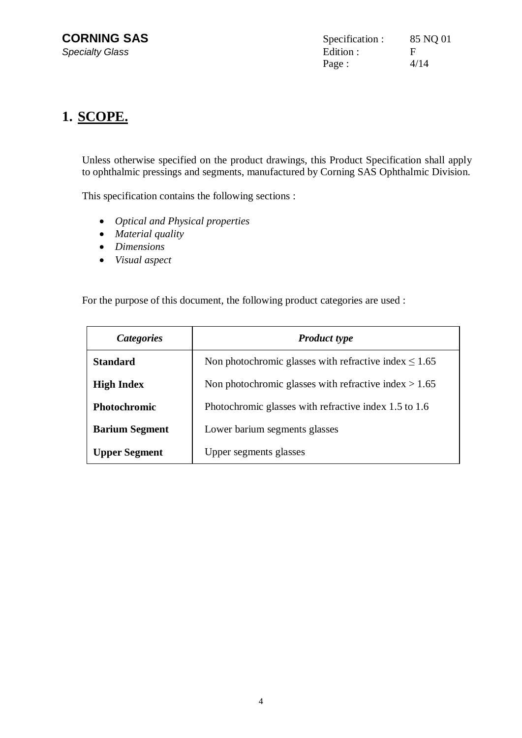# 1. SCOPE.

Unless otherwise specified on the product drawings, this Product Specification shall apply to ophthalmic pressings and segments, manufactured by Corning SAS Ophthalmic Division.

This specification contains the following sections :

- *Optical and Physical properties*
- *Material quality*
- *Dimensions*
- *Visual aspect*

For the purpose of this document, the following product categories are used :

| *Categories* | *Product type* |
|---|---|
| **Standard** | Non photochromic glasses with refractive index $\leq 1.65$ |
| **High Index** | Non photochromic glasses with refractive index $> 1.65$ |
| **Photochromic** | Photochromic glasses with refractive index 1.5 to 1.6 |
| **Barium Segment** | Lower barium segments glasses |
| **Upper Segment** | Upper segments glasses |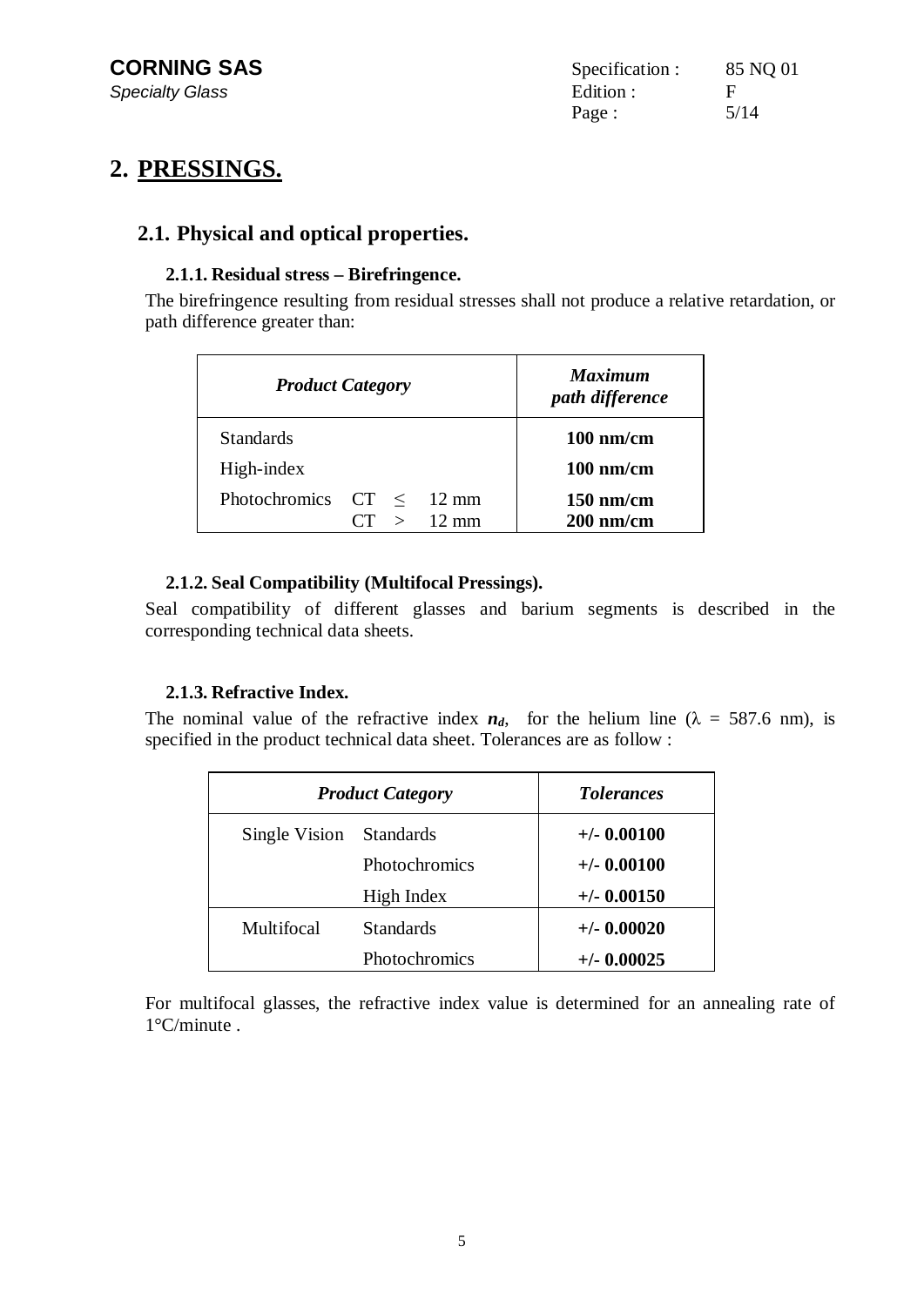## 2. PRESSINGS.

### 2.1. Physical and optical properties.

#### 2.1.1. Residual stress – Birefringence.

The birefringence resulting from residual stresses shall not produce a relative retardation, or path difference greater than:

| *Product Category* | | *Maximum path difference* |
|---|---|---|
| Standards | | **100 nm/cm** |
| High-index | | **100 nm/cm** |
| Photochromics | CT ≤ 12 mm | **150 nm/cm** |
| | CT > 12 mm | **200 nm/cm** |

#### 2.1.2. Seal Compatibility (Multifocal Pressings).

Seal compatibility of different glasses and barium segments is described in the corresponding technical data sheets.

#### 2.1.3. Refractive Index.

The nominal value of the refractive index $n_d$, for the helium line ($\lambda$ = 587.6 nm), is specified in the product technical data sheet. Tolerances are as follow :

| *Product Category* | | *Tolerances* |
|---|---|---|
| Single Vision | Standards | **+/- 0.00100** |
| | Photochromics | **+/- 0.00100** |
| | High Index | **+/- 0.00150** |
| Multifocal | Standards | **+/- 0.00020** |
| | Photochromics | **+/- 0.00025** |

For multifocal glasses, the refractive index value is determined for an annealing rate of 1°C/minute .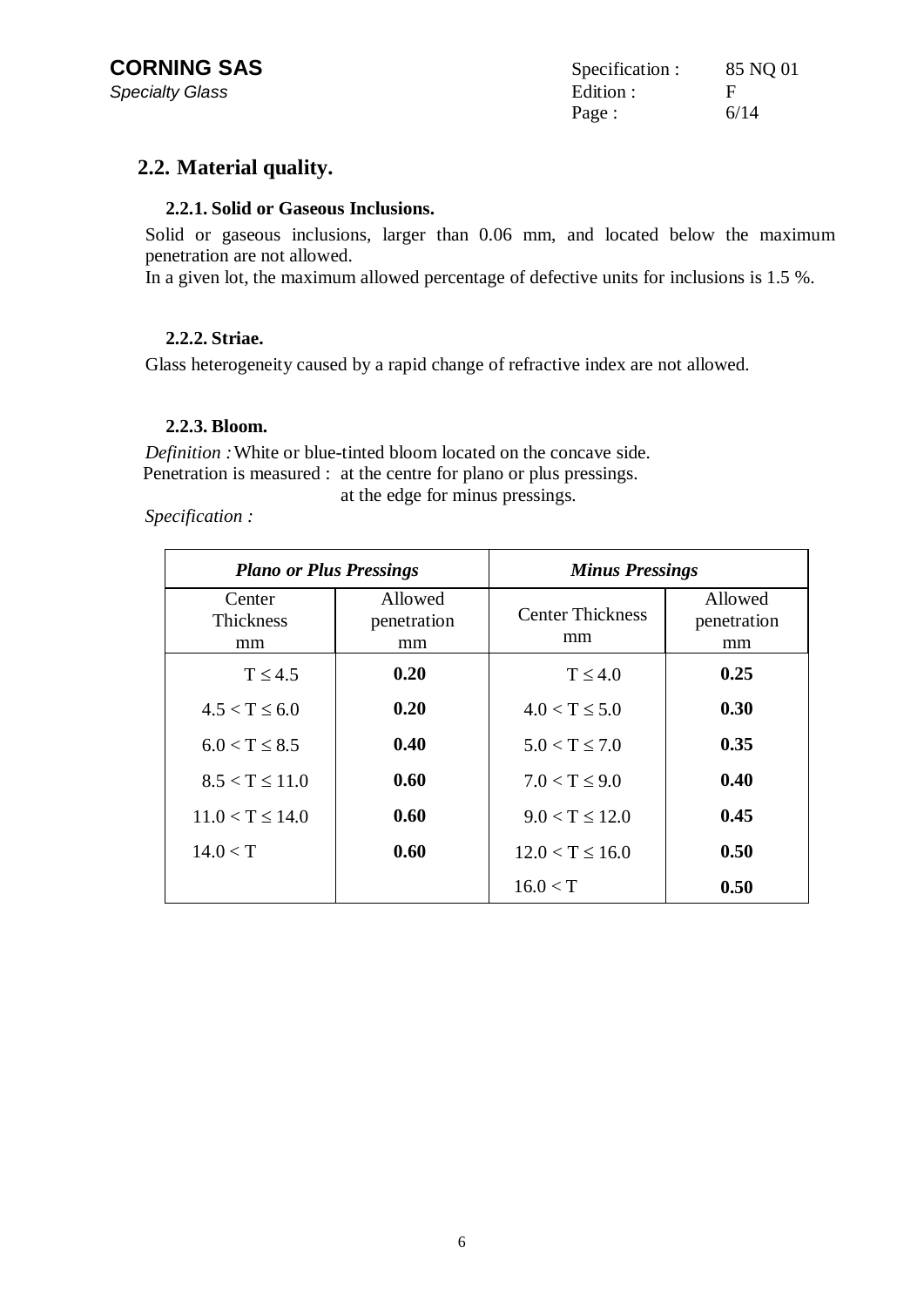## 2.2. Material quality.

### 2.2.1. Solid or Gaseous Inclusions.

Solid or gaseous inclusions, larger than 0.06 mm, and located below the maximum penetration are not allowed.
In a given lot, the maximum allowed percentage of defective units for inclusions is 1.5 %.

### 2.2.2. Striae.

Glass heterogeneity caused by a rapid change of refractive index are not allowed.

### 2.2.3. Bloom.

*Definition :* White or blue-tinted bloom located on the concave side.
Penetration is measured : at the centre for plano or plus pressings.
at the edge for minus pressings.

*Specification :*

| ***Plano or Plus Pressings*** | | ***Minus Pressings*** | |
|---|---|---|---|
| Center Thickness mm | Allowed penetration mm | Center Thickness mm | Allowed penetration mm |
| $T \leq 4.5$ | **0.20** | $T \leq 4.0$ | **0.25** |
| $4.5 < T \leq 6.0$ | **0.20** | $4.0 < T \leq 5.0$ | **0.30** |
| $6.0 < T \leq 8.5$ | **0.40** | $5.0 < T \leq 7.0$ | **0.35** |
| $8.5 < T \leq 11.0$ | **0.60** | $7.0 < T \leq 9.0$ | **0.40** |
| $11.0 < T \leq 14.0$ | **0.60** | $9.0 < T \leq 12.0$ | **0.45** |
| $14.0 < T$ | **0.60** | $12.0 < T \leq 16.0$ | **0.50** |
| | | $16.0 < T$ | **0.50** |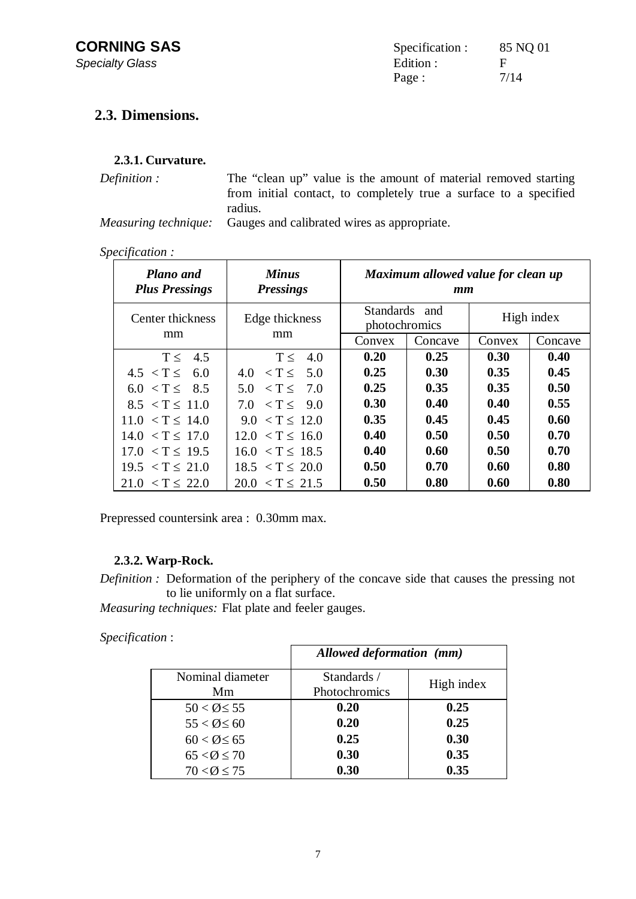## 2.3. Dimensions.

### 2.3.1. Curvature.

*Definition :* The "clean up" value is the amount of material removed starting from initial contact, to completely true a surface to a specified radius.

*Measuring technique:* Gauges and calibrated wires as appropriate.

*Specification :*

| ***Plano and Plus Pressings*** | ***Minus Pressings*** | ***Maximum allowed value for clean up mm*** | | | |
|---|---|---|---|---|---|
| Center thickness mm | Edge thickness mm | Standards and photochromics | | High index | |
| | | Convex | Concave | Convex | Concave |
| T ≤ 4.5 | T ≤ 4.0 | **0.20** | **0.25** | **0.30** | **0.40** |
| 4.5 < T ≤ 6.0 | 4.0 < T ≤ 5.0 | **0.25** | **0.30** | **0.35** | **0.45** |
| 6.0 < T ≤ 8.5 | 5.0 < T ≤ 7.0 | **0.25** | **0.35** | **0.35** | **0.50** |
| 8.5 < T ≤ 11.0 | 7.0 < T ≤ 9.0 | **0.30** | **0.40** | **0.40** | **0.55** |
| 11.0 < T ≤ 14.0 | 9.0 < T ≤ 12.0 | **0.35** | **0.45** | **0.45** | **0.60** |
| 14.0 < T ≤ 17.0 | 12.0 < T ≤ 16.0 | **0.40** | **0.50** | **0.50** | **0.70** |
| 17.0 < T ≤ 19.5 | 16.0 < T ≤ 18.5 | **0.40** | **0.60** | **0.50** | **0.70** |
| 19.5 < T ≤ 21.0 | 18.5 < T ≤ 20.0 | **0.50** | **0.70** | **0.60** | **0.80** |
| 21.0 < T ≤ 22.0 | 20.0 < T ≤ 21.5 | **0.50** | **0.80** | **0.60** | **0.80** |

Prepressed countersink area : 0.30mm max.

### 2.3.2. Warp-Rock.

*Definition :* Deformation of the periphery of the concave side that causes the pressing not to lie uniformly on a flat surface.

*Measuring techniques:* Flat plate and feeler gauges.

*Specification* :

| | ***Allowed deformation (mm)*** | |
|---|---|---|
| Nominal diameter Mm | Standards / Photochromics | High index |
| 50 < Ø≤ 55 | **0.20** | **0.25** |
| 55 < Ø≤ 60 | **0.20** | **0.25** |
| 60 < Ø≤ 65 | **0.25** | **0.30** |
| 65 < Ø ≤ 70 | **0.30** | **0.35** |
| 70 < Ø ≤ 75 | **0.30** | **0.35** |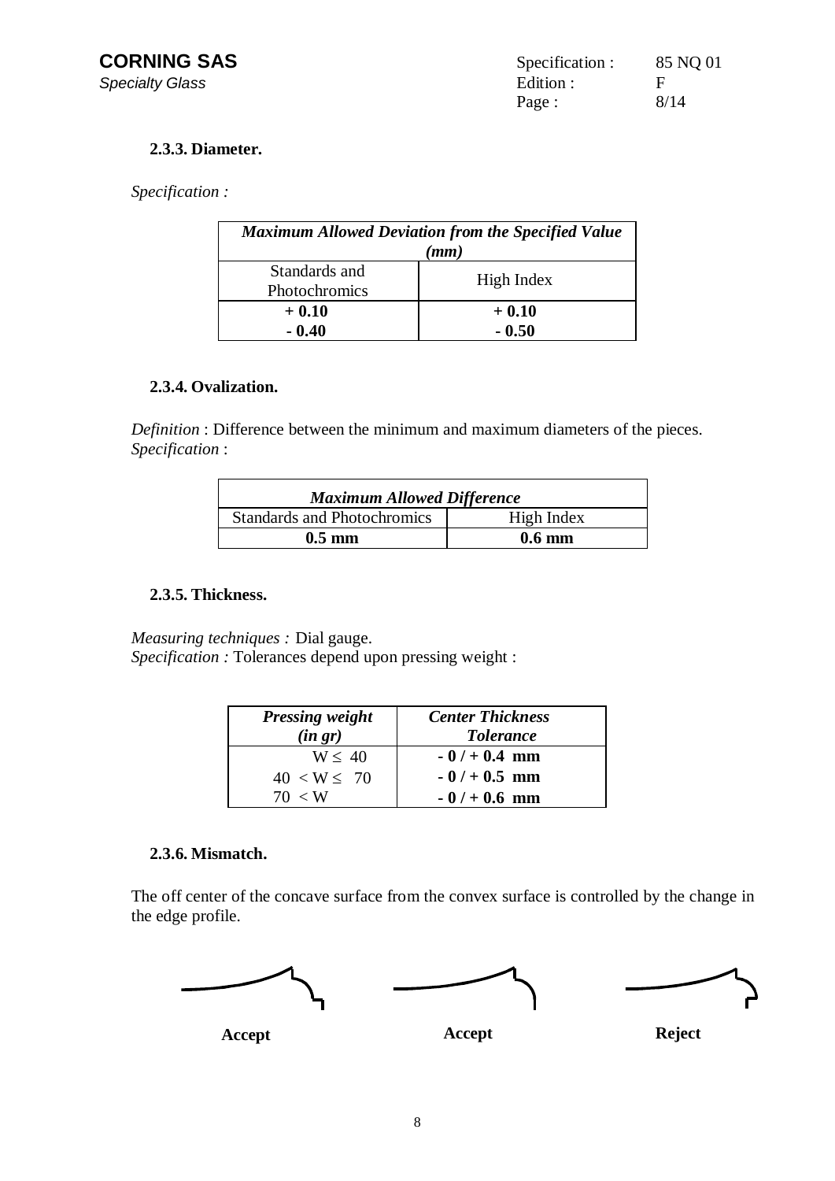### 2.3.3. Diameter.

*Specification :*

| ***Maximum Allowed Deviation from the Specified Value (mm)*** | |
|---|---|
| Standards and Photochromics | High Index |
| **+ 0.10**<br>**- 0.40** | **+ 0.10**<br>**- 0.50** |

### 2.3.4. Ovalization.

*Definition* : Difference between the minimum and maximum diameters of the pieces.
*Specification* :

| ***Maximum Allowed Difference*** | |
|---|---|
| Standards and Photochromics | High Index |
| **0.5 mm** | **0.6 mm** |

### 2.3.5. Thickness.

*Measuring techniques :* Dial gauge.
*Specification :* Tolerances depend upon pressing weight :

| *Pressing weight (in gr)* | *Center Thickness Tolerance* |
|---|---|
| $W \leq 40$ | **- 0 / + 0.4 mm** |
| $40 < W \leq 70$ | **- 0 / + 0.5 mm** |
| $70 < W$ | **- 0 / + 0.6 mm** |

### 2.3.6. Mismatch.

The off center of the concave surface from the convex surface is controlled by the change in the edge profile.

**Accept** **Accept** **Reject**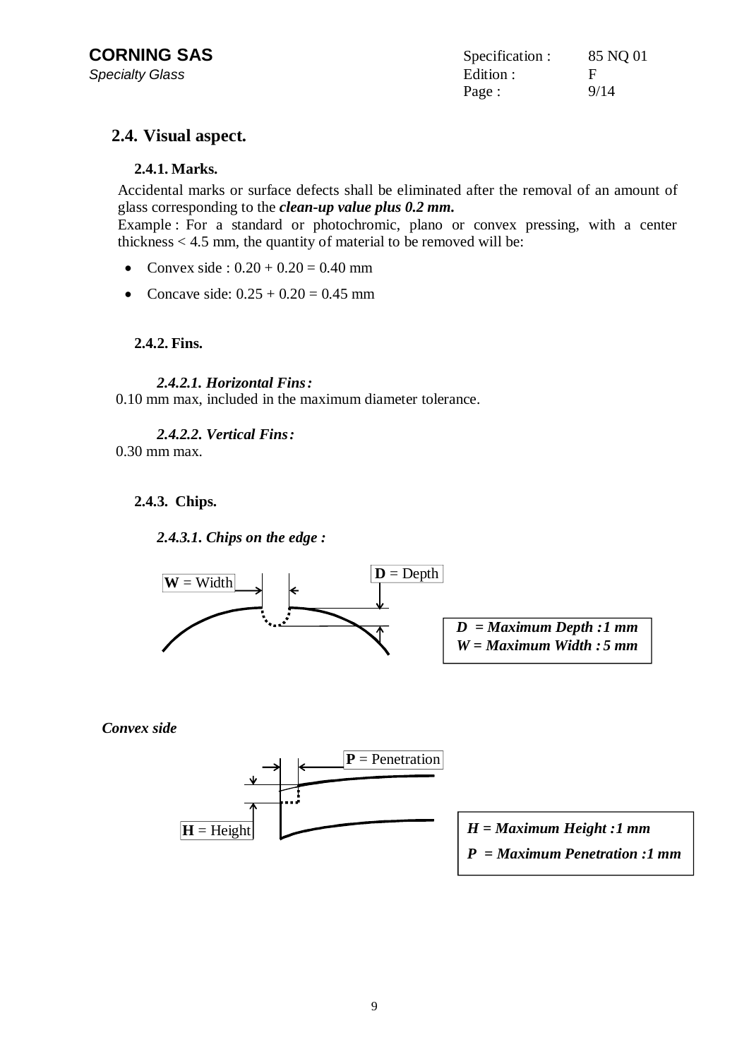## 2.4. Visual aspect.

### 2.4.1. Marks.

Accidental marks or surface defects shall be eliminated after the removal of an amount of glass corresponding to the ***clean-up value plus 0.2 mm.***

Example : For a standard or photochromic, plano or convex pressing, with a center thickness < 4.5 mm, the quantity of material to be removed will be:

- Convex side : 0.20 + 0.20 = 0.40 mm
- Concave side: 0.25 + 0.20 = 0.45 mm

### 2.4.2. Fins.

#### *2.4.2.1. Horizontal Fins:*

0.10 mm max, included in the maximum diameter tolerance.

#### *2.4.2.2. Vertical Fins:*

0.30 mm max.

### 2.4.3. Chips.

#### *2.4.3.1. Chips on the edge :*

**W** = Width

**D** = Depth

***D = Maximum Depth : 1 mm***
***W = Maximum Width : 5 mm***

***Convex side***

**P** = Penetration

**H** = Height

***H = Maximum Height : 1 mm***
***P = Maximum Penetration : 1 mm***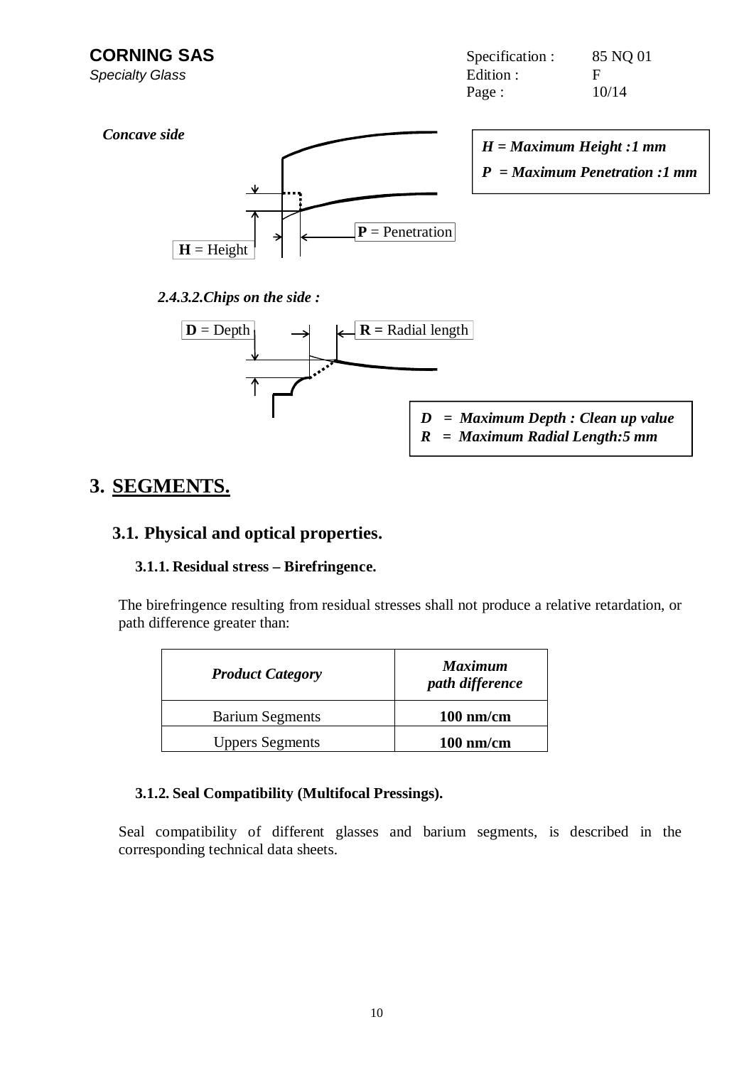*Concave side*

**H** = Height

**P** = Penetration

***H = Maximum Height :1 mm***

***P = Maximum Penetration :1 mm***

***2.4.3.2.Chips on the side :***

**D** = Depth

**R =** Radial length

***D = Maximum Depth : Clean up value***
***R = Maximum Radial Length:5 mm***

# 3. SEGMENTS.

## 3.1. Physical and optical properties.

### 3.1.1. Residual stress – Birefringence.

The birefringence resulting from residual stresses shall not produce a relative retardation, or path difference greater than:

| *Product Category* | *Maximum path difference* |
|---|---|
| Barium Segments | **100 nm/cm** |
| Uppers Segments | **100 nm/cm** |

### 3.1.2. Seal Compatibility (Multifocal Pressings).

Seal compatibility of different glasses and barium segments, is described in the corresponding technical data sheets.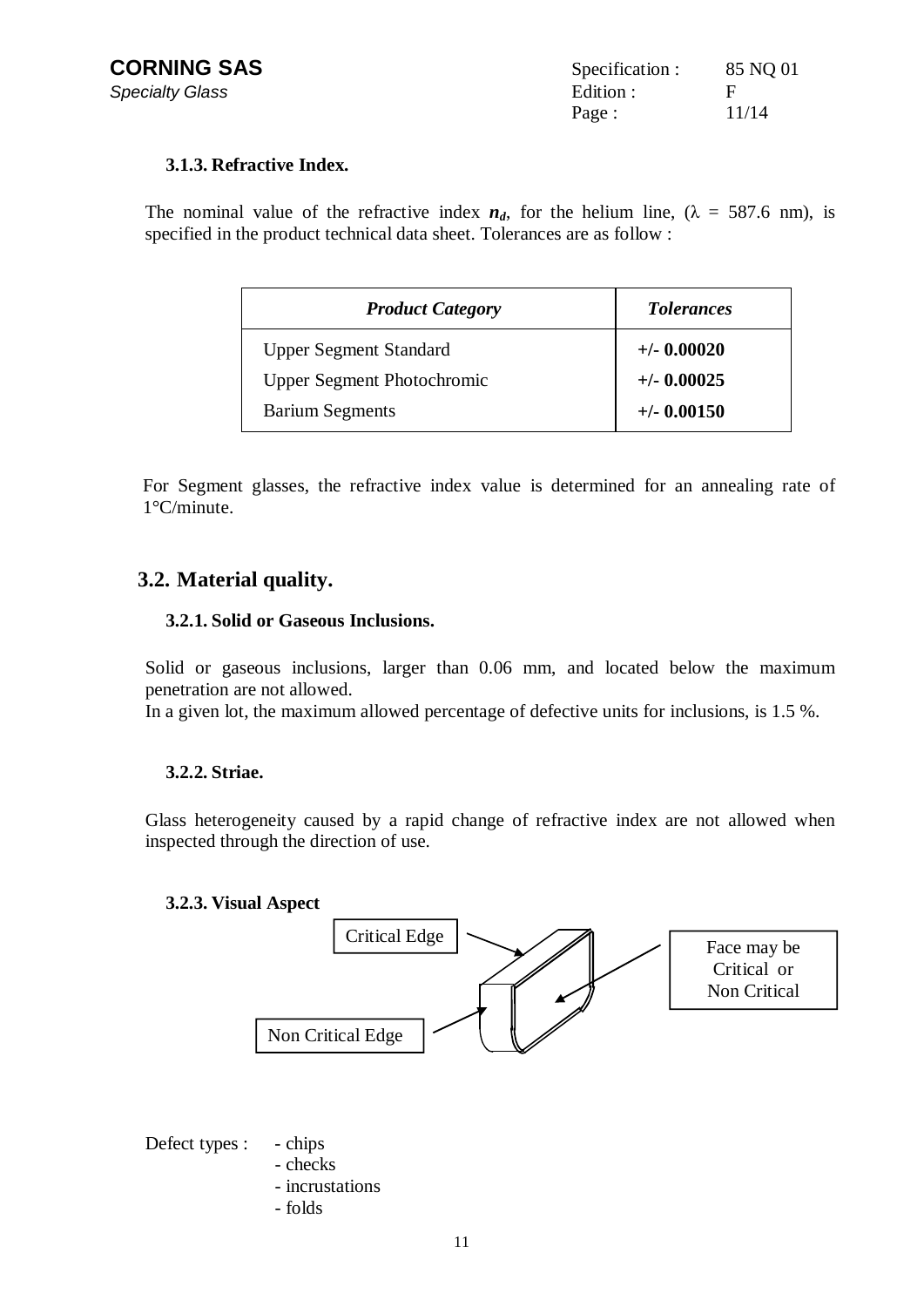### 3.1.3. Refractive Index.

The nominal value of the refractive index $n_d$, for the helium line, ($\lambda$ = 587.6 nm), is specified in the product technical data sheet. Tolerances are as follow :

| *Product Category* | *Tolerances* |
|---|---|
| Upper Segment Standard | **+/- 0.00020** |
| Upper Segment Photochromic | **+/- 0.00025** |
| Barium Segments | **+/- 0.00150** |

For Segment glasses, the refractive index value is determined for an annealing rate of 1°C/minute.

## 3.2. Material quality.

### 3.2.1. Solid or Gaseous Inclusions.

Solid or gaseous inclusions, larger than 0.06 mm, and located below the maximum penetration are not allowed.
In a given lot, the maximum allowed percentage of defective units for inclusions, is 1.5 %.

### 3.2.2. Striae.

Glass heterogeneity caused by a rapid change of refractive index are not allowed when inspected through the direction of use.

### 3.2.3. Visual Aspect

Critical Edge

Face may be Critical or Non Critical

Non Critical Edge

Defect types :
- chips
- checks
- incrustations
- folds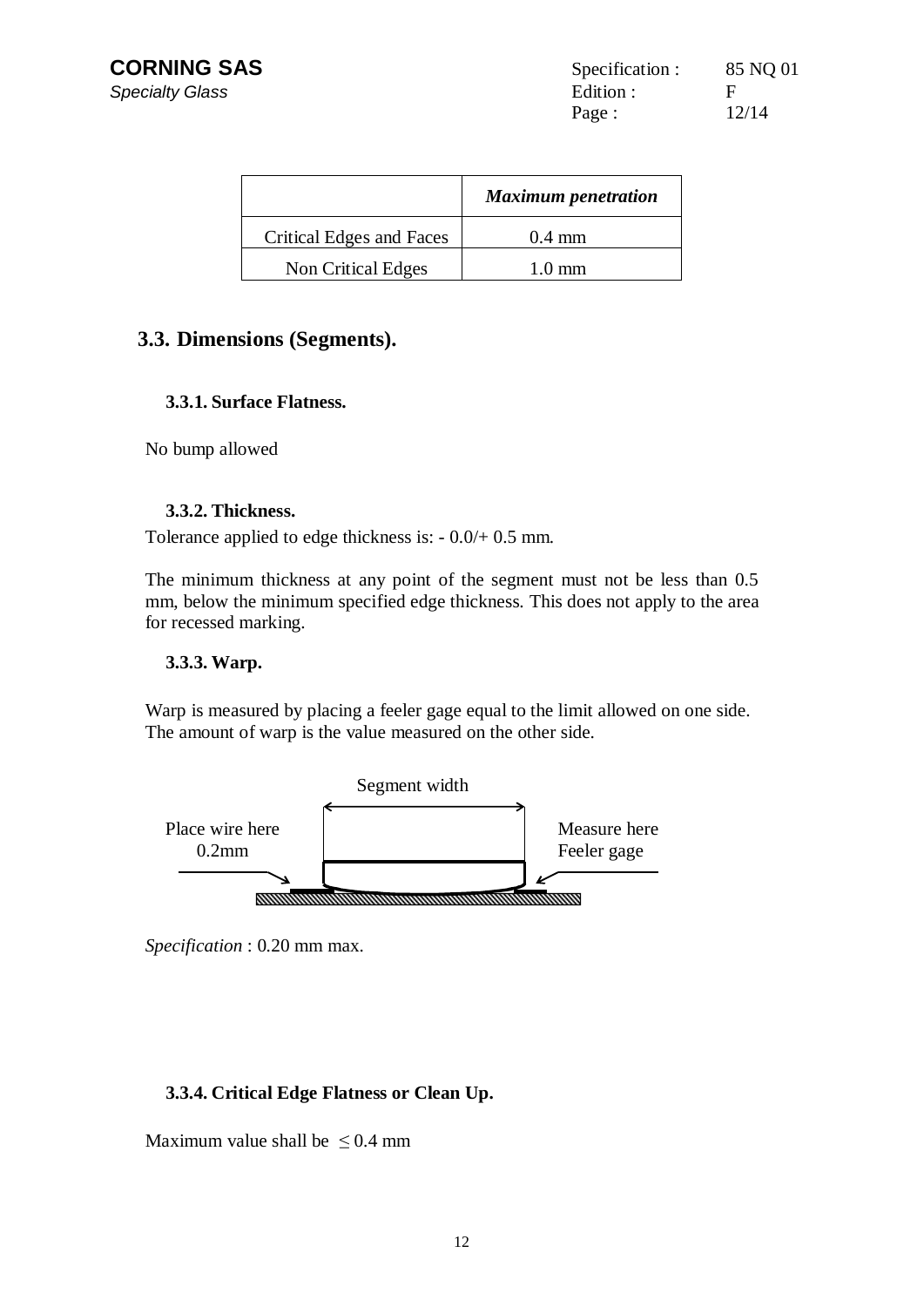|  | ***Maximum penetration*** |
|---|---|
| Critical Edges and Faces | 0.4 mm |
| Non Critical Edges | 1.0 mm |

## 3.3. Dimensions (Segments).

### 3.3.1. Surface Flatness.

No bump allowed

### 3.3.2. Thickness.

Tolerance applied to edge thickness is: - 0.0/+ 0.5 mm.

The minimum thickness at any point of the segment must not be less than 0.5 mm, below the minimum specified edge thickness. This does not apply to the area for recessed marking.

### 3.3.3. Warp.

Warp is measured by placing a feeler gage equal to the limit allowed on one side. The amount of warp is the value measured on the other side.

Segment width

Place wire here 0.2mm

Measure here Feeler gage

*Specification* : 0.20 mm max.

### 3.3.4. Critical Edge Flatness or Clean Up.

Maximum value shall be $\leq$ 0.4 mm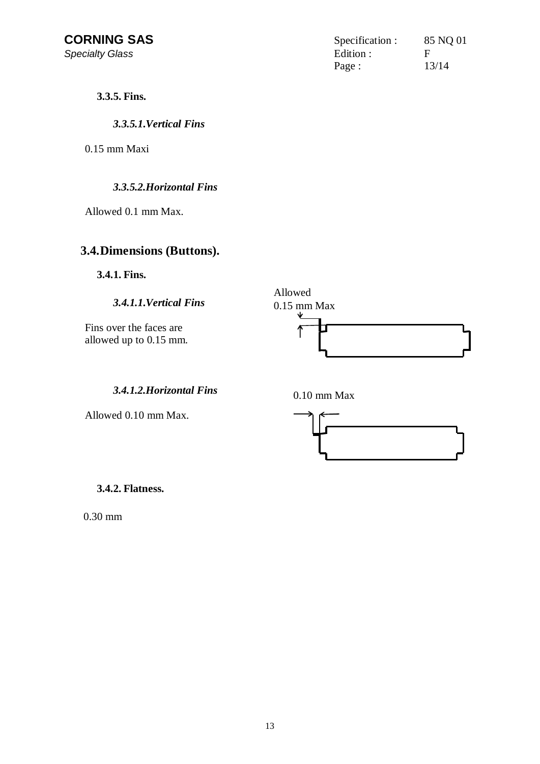### 3.3.5. Fins.

#### *3.3.5.1.Vertical Fins*

0.15 mm Maxi

#### *3.3.5.2.Horizontal Fins*

Allowed 0.1 mm Max.

## 3.4. Dimensions (Buttons).

### 3.4.1. Fins.

#### *3.4.1.1.Vertical Fins*

Fins over the faces are allowed up to 0.15 mm.

Allowed
0.15 mm Max

#### *3.4.1.2.Horizontal Fins*

Allowed 0.10 mm Max.

0.10 mm Max

### 3.4.2. Flatness.

0.30 mm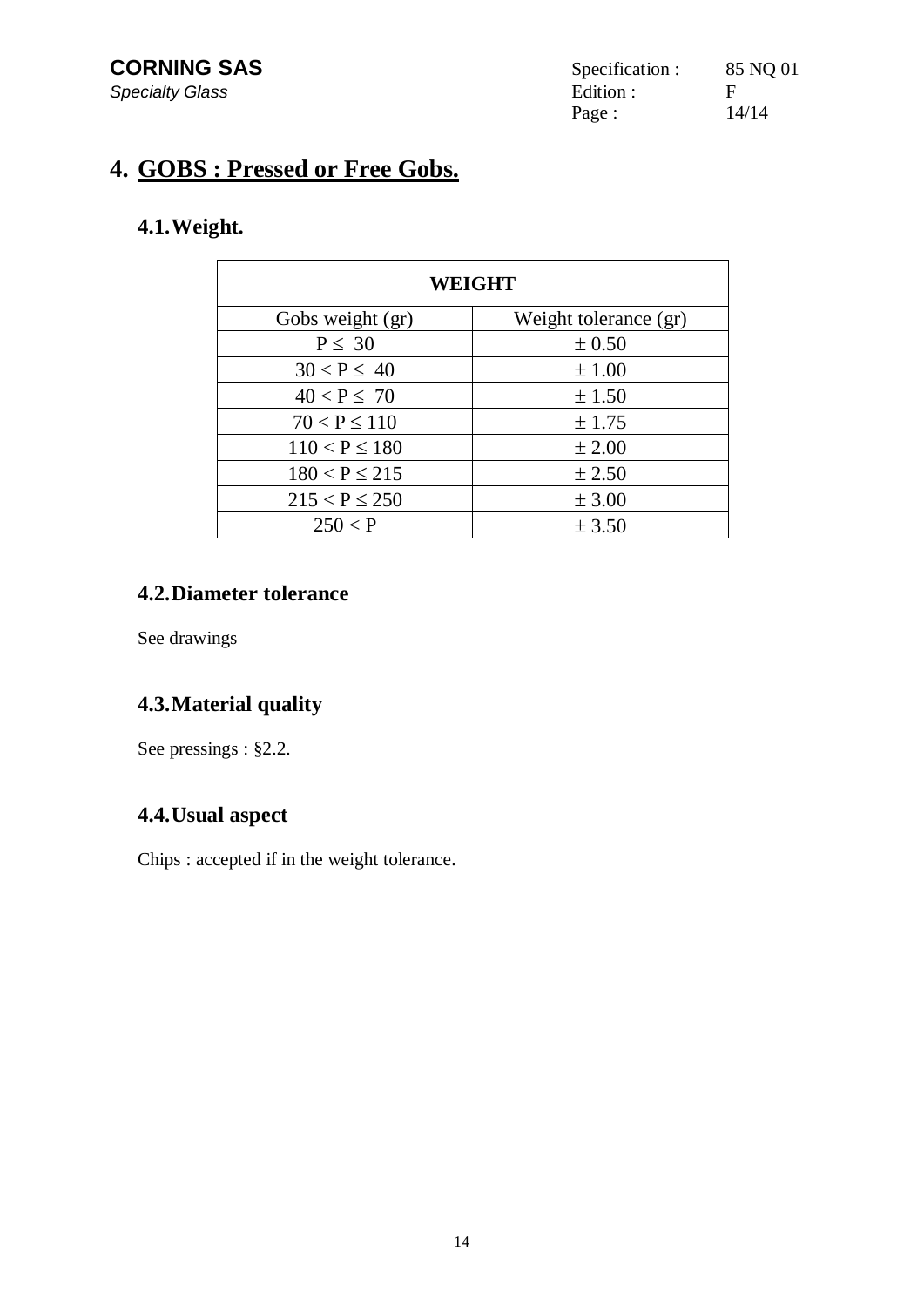# 4. GOBS : Pressed or Free Gobs.

## 4.1. Weight.

| WEIGHT | |
|---|---|
| Gobs weight (gr) | Weight tolerance (gr) |
| $P \leq 30$ | $\pm 0.50$ |
| $30 < P \leq 40$ | $\pm 1.00$ |
| $40 < P \leq 70$ | $\pm 1.50$ |
| $70 < P \leq 110$ | $\pm 1.75$ |
| $110 < P \leq 180$ | $\pm 2.00$ |
| $180 < P \leq 215$ | $\pm 2.50$ |
| $215 < P \leq 250$ | $\pm 3.00$ |
| $250 < P$ | $\pm 3.50$ |

## 4.2. Diameter tolerance

See drawings

## 4.3. Material quality

See pressings : §2.2.

## 4.4. Usual aspect

Chips : accepted if in the weight tolerance.